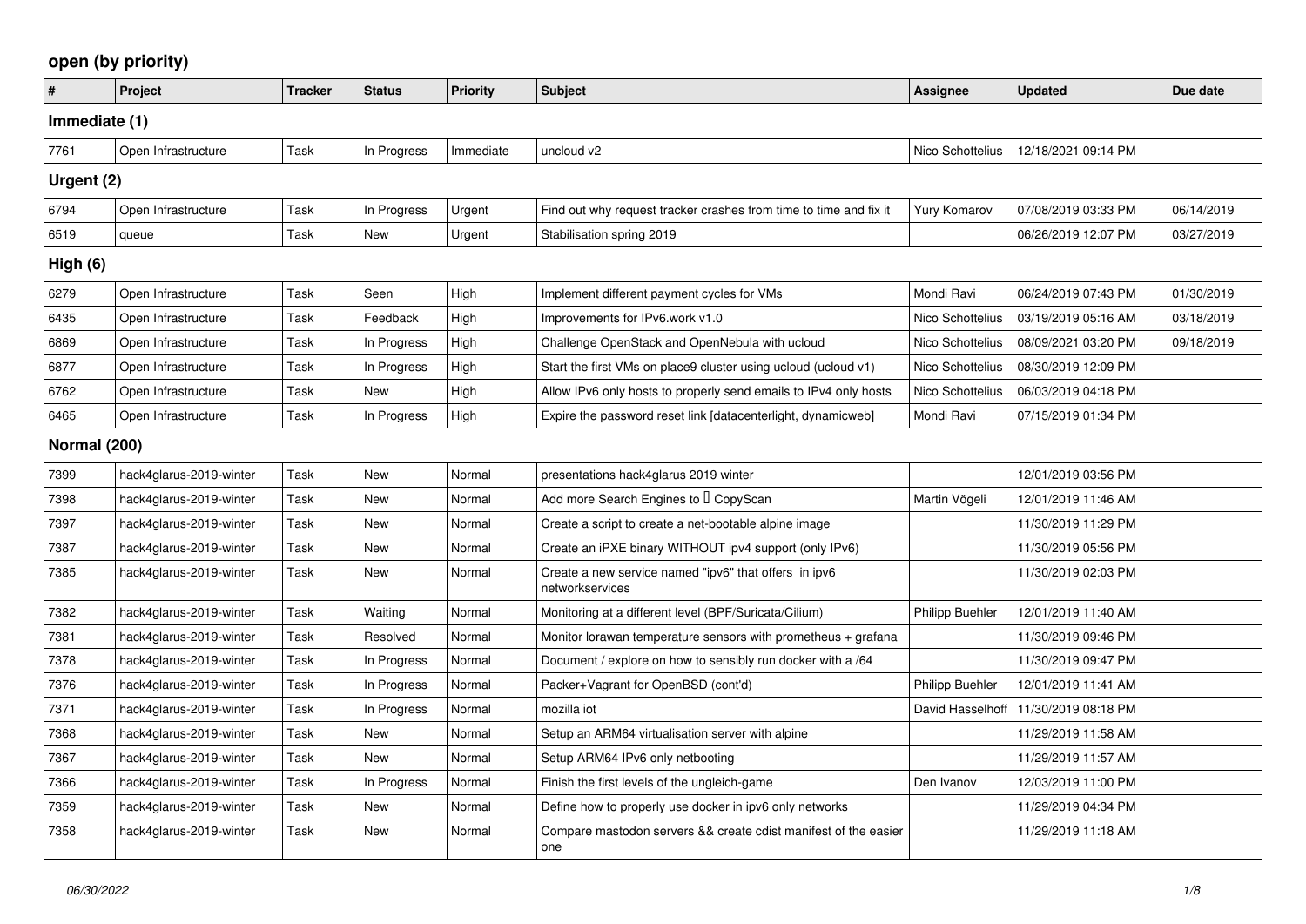## open (by priority)

| # | Project | Tracker | Status | Priority | Subject | Assignee | Updated | Due date |
|---|---|---|---|---|---|---|---|---|
| **Immediate (1)** | | | | | | | | |
| 7761 | Open Infrastructure | Task | In Progress | Immediate | uncloud v2 | Nico Schottelius | 12/18/2021 09:14 PM | |
| **Urgent (2)** | | | | | | | | |
| 6794 | Open Infrastructure | Task | In Progress | Urgent | Find out why request tracker crashes from time to time and fix it | Yury Komarov | 07/08/2019 03:33 PM | 06/14/2019 |
| 6519 | queue | Task | New | Urgent | Stabilisation spring 2019 | | 06/26/2019 12:07 PM | 03/27/2019 |
| **High (6)** | | | | | | | | |
| 6279 | Open Infrastructure | Task | Seen | High | Implement different payment cycles for VMs | Mondi Ravi | 06/24/2019 07:43 PM | 01/30/2019 |
| 6435 | Open Infrastructure | Task | Feedback | High | Improvements for IPv6.work v1.0 | Nico Schottelius | 03/19/2019 05:16 AM | 03/18/2019 |
| 6869 | Open Infrastructure | Task | In Progress | High | Challenge OpenStack and OpenNebula with ucloud | Nico Schottelius | 08/09/2021 03:20 PM | 09/18/2019 |
| 6877 | Open Infrastructure | Task | In Progress | High | Start the first VMs on place9 cluster using ucloud (ucloud v1) | Nico Schottelius | 08/30/2019 12:09 PM | |
| 6762 | Open Infrastructure | Task | New | High | Allow IPv6 only hosts to properly send emails to IPv4 only hosts | Nico Schottelius | 06/03/2019 04:18 PM | |
| 6465 | Open Infrastructure | Task | In Progress | High | Expire the password reset link [datacenterlight, dynamicweb] | Mondi Ravi | 07/15/2019 01:34 PM | |
| **Normal (200)** | | | | | | | | |
| 7399 | hack4glarus-2019-winter | Task | New | Normal | presentations hack4glarus 2019 winter | | 12/01/2019 03:56 PM | |
| 7398 | hack4glarus-2019-winter | Task | New | Normal | Add more Search Engines to  CopyScan | Martin Vögeli | 12/01/2019 11:46 AM | |
| 7397 | hack4glarus-2019-winter | Task | New | Normal | Create a script to create a net-bootable alpine image | | 11/30/2019 11:29 PM | |
| 7387 | hack4glarus-2019-winter | Task | New | Normal | Create an iPXE binary WITHOUT ipv4 support (only IPv6) | | 11/30/2019 05:56 PM | |
| 7385 | hack4glarus-2019-winter | Task | New | Normal | Create a new service named "ipv6" that offers in ipv6 networkservices | | 11/30/2019 02:03 PM | |
| 7382 | hack4glarus-2019-winter | Task | Waiting | Normal | Monitoring at a different level (BPF/Suricata/Cilium) | Philipp Buehler | 12/01/2019 11:40 AM | |
| 7381 | hack4glarus-2019-winter | Task | Resolved | Normal | Monitor lorawan temperature sensors with prometheus + grafana | | 11/30/2019 09:46 PM | |
| 7378 | hack4glarus-2019-winter | Task | In Progress | Normal | Document / explore on how to sensibly run docker with a /64 | | 11/30/2019 09:47 PM | |
| 7376 | hack4glarus-2019-winter | Task | In Progress | Normal | Packer+Vagrant for OpenBSD (cont'd) | Philipp Buehler | 12/01/2019 11:41 AM | |
| 7371 | hack4glarus-2019-winter | Task | In Progress | Normal | mozilla iot | David Hasselhoff | 11/30/2019 08:18 PM | |
| 7368 | hack4glarus-2019-winter | Task | New | Normal | Setup an ARM64 virtualisation server with alpine | | 11/29/2019 11:58 AM | |
| 7367 | hack4glarus-2019-winter | Task | New | Normal | Setup ARM64 IPv6 only netbooting | | 11/29/2019 11:57 AM | |
| 7366 | hack4glarus-2019-winter | Task | In Progress | Normal | Finish the first levels of the ungleich-game | Den Ivanov | 12/03/2019 11:00 PM | |
| 7359 | hack4glarus-2019-winter | Task | New | Normal | Define how to properly use docker in ipv6 only networks | | 11/29/2019 04:34 PM | |
| 7358 | hack4glarus-2019-winter | Task | New | Normal | Compare mastodon servers && create cdist manifest of the easier one | | 11/29/2019 11:18 AM | |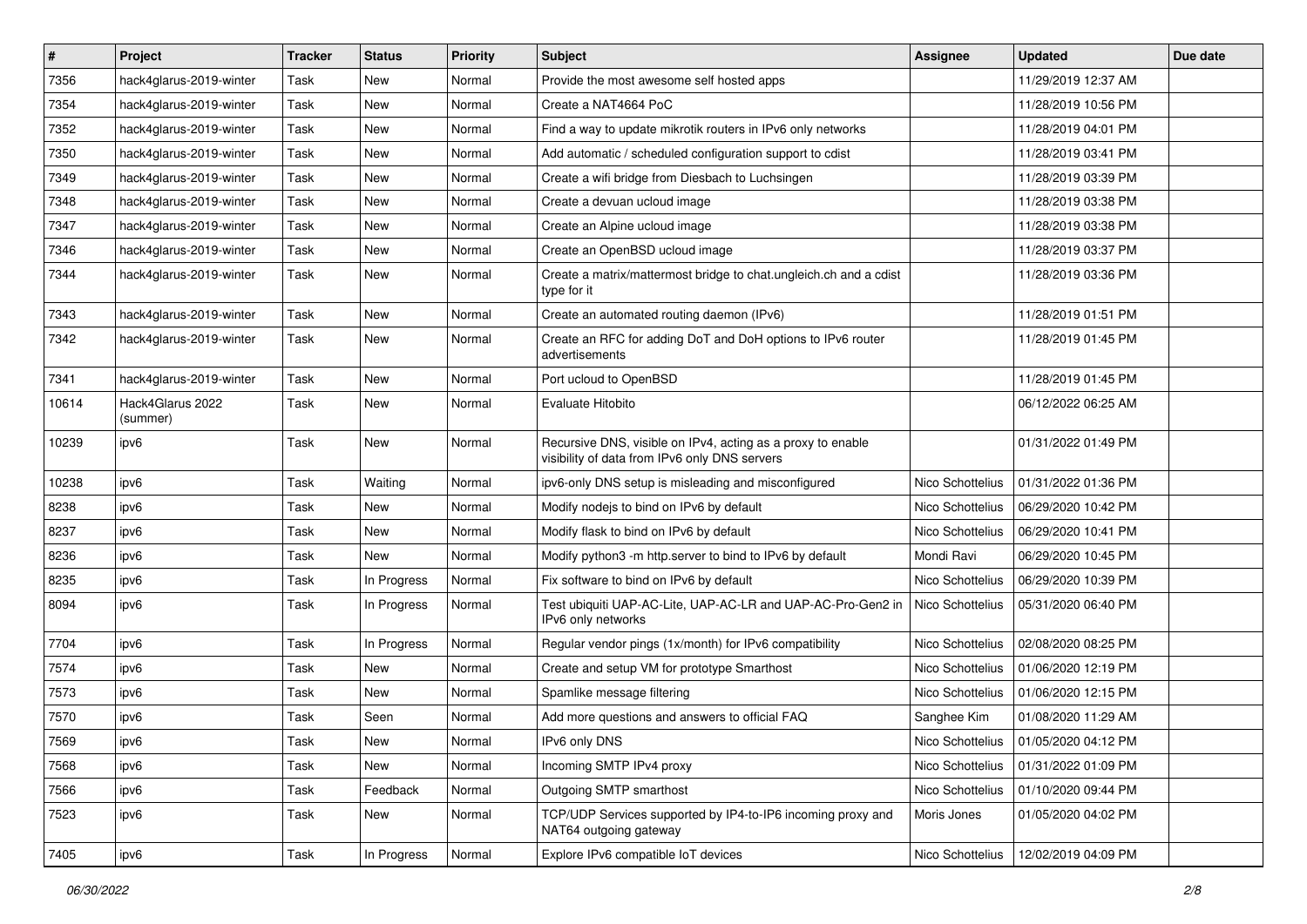| # | Project | Tracker | Status | Priority | Subject | Assignee | Updated | Due date |
|---|---|---|---|---|---|---|---|---|
| 7356 | hack4glarus-2019-winter | Task | New | Normal | Provide the most awesome self hosted apps | | 11/29/2019 12:37 AM | |
| 7354 | hack4glarus-2019-winter | Task | New | Normal | Create a NAT4664 PoC | | 11/28/2019 10:56 PM | |
| 7352 | hack4glarus-2019-winter | Task | New | Normal | Find a way to update mikrotik routers in IPv6 only networks | | 11/28/2019 04:01 PM | |
| 7350 | hack4glarus-2019-winter | Task | New | Normal | Add automatic / scheduled configuration support to cdist | | 11/28/2019 03:41 PM | |
| 7349 | hack4glarus-2019-winter | Task | New | Normal | Create a wifi bridge from Diesbach to Luchsingen | | 11/28/2019 03:39 PM | |
| 7348 | hack4glarus-2019-winter | Task | New | Normal | Create a devuan ucloud image | | 11/28/2019 03:38 PM | |
| 7347 | hack4glarus-2019-winter | Task | New | Normal | Create an Alpine ucloud image | | 11/28/2019 03:38 PM | |
| 7346 | hack4glarus-2019-winter | Task | New | Normal | Create an OpenBSD ucloud image | | 11/28/2019 03:37 PM | |
| 7344 | hack4glarus-2019-winter | Task | New | Normal | Create a matrix/mattermost bridge to chat.ungleich.ch and a cdist type for it | | 11/28/2019 03:36 PM | |
| 7343 | hack4glarus-2019-winter | Task | New | Normal | Create an automated routing daemon (IPv6) | | 11/28/2019 01:51 PM | |
| 7342 | hack4glarus-2019-winter | Task | New | Normal | Create an RFC for adding DoT and DoH options to IPv6 router advertisements | | 11/28/2019 01:45 PM | |
| 7341 | hack4glarus-2019-winter | Task | New | Normal | Port ucloud to OpenBSD | | 11/28/2019 01:45 PM | |
| 10614 | Hack4Glarus 2022 (summer) | Task | New | Normal | Evaluate Hitobito | | 06/12/2022 06:25 AM | |
| 10239 | ipv6 | Task | New | Normal | Recursive DNS, visible on IPv4, acting as a proxy to enable visibility of data from IPv6 only DNS servers | | 01/31/2022 01:49 PM | |
| 10238 | ipv6 | Task | Waiting | Normal | ipv6-only DNS setup is misleading and misconfigured | Nico Schottelius | 01/31/2022 01:36 PM | |
| 8238 | ipv6 | Task | New | Normal | Modify nodejs to bind on IPv6 by default | Nico Schottelius | 06/29/2020 10:42 PM | |
| 8237 | ipv6 | Task | New | Normal | Modify flask to bind on IPv6 by default | Nico Schottelius | 06/29/2020 10:41 PM | |
| 8236 | ipv6 | Task | New | Normal | Modify python3 -m http.server to bind to IPv6 by default | Mondi Ravi | 06/29/2020 10:45 PM | |
| 8235 | ipv6 | Task | In Progress | Normal | Fix software to bind on IPv6 by default | Nico Schottelius | 06/29/2020 10:39 PM | |
| 8094 | ipv6 | Task | In Progress | Normal | Test ubiquiti UAP-AC-Lite, UAP-AC-LR and UAP-AC-Pro-Gen2 in IPv6 only networks | Nico Schottelius | 05/31/2020 06:40 PM | |
| 7704 | ipv6 | Task | In Progress | Normal | Regular vendor pings (1x/month) for IPv6 compatibility | Nico Schottelius | 02/08/2020 08:25 PM | |
| 7574 | ipv6 | Task | New | Normal | Create and setup VM for prototype Smarthost | Nico Schottelius | 01/06/2020 12:19 PM | |
| 7573 | ipv6 | Task | New | Normal | Spamlike message filtering | Nico Schottelius | 01/06/2020 12:15 PM | |
| 7570 | ipv6 | Task | Seen | Normal | Add more questions and answers to official FAQ | Sanghee Kim | 01/08/2020 11:29 AM | |
| 7569 | ipv6 | Task | New | Normal | IPv6 only DNS | Nico Schottelius | 01/05/2020 04:12 PM | |
| 7568 | ipv6 | Task | New | Normal | Incoming SMTP IPv4 proxy | Nico Schottelius | 01/31/2022 01:09 PM | |
| 7566 | ipv6 | Task | Feedback | Normal | Outgoing SMTP smarthost | Nico Schottelius | 01/10/2020 09:44 PM | |
| 7523 | ipv6 | Task | New | Normal | TCP/UDP Services supported by IP4-to-IP6 incoming proxy and NAT64 outgoing gateway | Moris Jones | 01/05/2020 04:02 PM | |
| 7405 | ipv6 | Task | In Progress | Normal | Explore IPv6 compatible IoT devices | Nico Schottelius | 12/02/2019 04:09 PM | |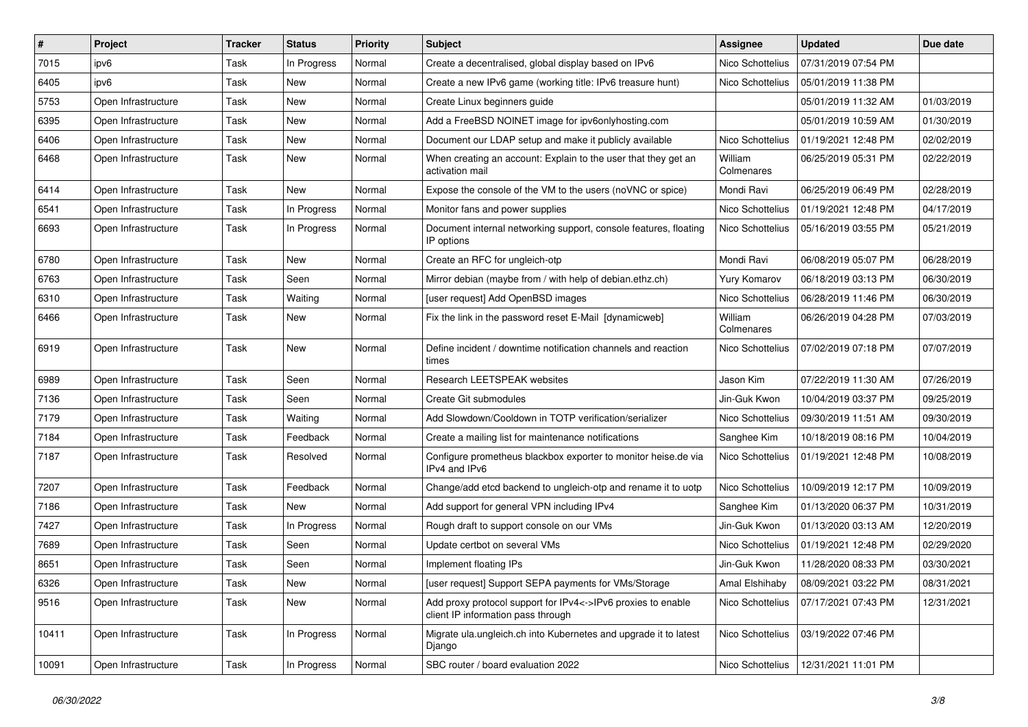| # | Project | Tracker | Status | Priority | Subject | Assignee | Updated | Due date |
|---|---|---|---|---|---|---|---|---|
| 7015 | ipv6 | Task | In Progress | Normal | Create a decentralised, global display based on IPv6 | Nico Schottelius | 07/31/2019 07:54 PM | |
| 6405 | ipv6 | Task | New | Normal | Create a new IPv6 game (working title: IPv6 treasure hunt) | Nico Schottelius | 05/01/2019 11:38 PM | |
| 5753 | Open Infrastructure | Task | New | Normal | Create Linux beginners guide | | 05/01/2019 11:32 AM | 01/03/2019 |
| 6395 | Open Infrastructure | Task | New | Normal | Add a FreeBSD NOINET image for ipv6onlyhosting.com | | 05/01/2019 10:59 AM | 01/30/2019 |
| 6406 | Open Infrastructure | Task | New | Normal | Document our LDAP setup and make it publicly available | Nico Schottelius | 01/19/2021 12:48 PM | 02/02/2019 |
| 6468 | Open Infrastructure | Task | New | Normal | When creating an account: Explain to the user that they get an activation mail | William Colmenares | 06/25/2019 05:31 PM | 02/22/2019 |
| 6414 | Open Infrastructure | Task | New | Normal | Expose the console of the VM to the users (noVNC or spice) | Mondi Ravi | 06/25/2019 06:49 PM | 02/28/2019 |
| 6541 | Open Infrastructure | Task | In Progress | Normal | Monitor fans and power supplies | Nico Schottelius | 01/19/2021 12:48 PM | 04/17/2019 |
| 6693 | Open Infrastructure | Task | In Progress | Normal | Document internal networking support, console features, floating IP options | Nico Schottelius | 05/16/2019 03:55 PM | 05/21/2019 |
| 6780 | Open Infrastructure | Task | New | Normal | Create an RFC for ungleich-otp | Mondi Ravi | 06/08/2019 05:07 PM | 06/28/2019 |
| 6763 | Open Infrastructure | Task | Seen | Normal | Mirror debian (maybe from / with help of debian.ethz.ch) | Yury Komarov | 06/18/2019 03:13 PM | 06/30/2019 |
| 6310 | Open Infrastructure | Task | Waiting | Normal | [user request] Add OpenBSD images | Nico Schottelius | 06/28/2019 11:46 PM | 06/30/2019 |
| 6466 | Open Infrastructure | Task | New | Normal | Fix the link in the password reset E-Mail [dynamicweb] | William Colmenares | 06/26/2019 04:28 PM | 07/03/2019 |
| 6919 | Open Infrastructure | Task | New | Normal | Define incident / downtime notification channels and reaction times | Nico Schottelius | 07/02/2019 07:18 PM | 07/07/2019 |
| 6989 | Open Infrastructure | Task | Seen | Normal | Research LEETSPEAK websites | Jason Kim | 07/22/2019 11:30 AM | 07/26/2019 |
| 7136 | Open Infrastructure | Task | Seen | Normal | Create Git submodules | Jin-Guk Kwon | 10/04/2019 03:37 PM | 09/25/2019 |
| 7179 | Open Infrastructure | Task | Waiting | Normal | Add Slowdown/Cooldown in TOTP verification/serializer | Nico Schottelius | 09/30/2019 11:51 AM | 09/30/2019 |
| 7184 | Open Infrastructure | Task | Feedback | Normal | Create a mailing list for maintenance notifications | Sanghee Kim | 10/18/2019 08:16 PM | 10/04/2019 |
| 7187 | Open Infrastructure | Task | Resolved | Normal | Configure prometheus blackbox exporter to monitor heise.de via IPv4 and IPv6 | Nico Schottelius | 01/19/2021 12:48 PM | 10/08/2019 |
| 7207 | Open Infrastructure | Task | Feedback | Normal | Change/add etcd backend to ungleich-otp and rename it to uotp | Nico Schottelius | 10/09/2019 12:17 PM | 10/09/2019 |
| 7186 | Open Infrastructure | Task | New | Normal | Add support for general VPN including IPv4 | Sanghee Kim | 01/13/2020 06:37 PM | 10/31/2019 |
| 7427 | Open Infrastructure | Task | In Progress | Normal | Rough draft to support console on our VMs | Jin-Guk Kwon | 01/13/2020 03:13 AM | 12/20/2019 |
| 7689 | Open Infrastructure | Task | Seen | Normal | Update certbot on several VMs | Nico Schottelius | 01/19/2021 12:48 PM | 02/29/2020 |
| 8651 | Open Infrastructure | Task | Seen | Normal | Implement floating IPs | Jin-Guk Kwon | 11/28/2020 08:33 PM | 03/30/2021 |
| 6326 | Open Infrastructure | Task | New | Normal | [user request] Support SEPA payments for VMs/Storage | Amal Elshihaby | 08/09/2021 03:22 PM | 08/31/2021 |
| 9516 | Open Infrastructure | Task | New | Normal | Add proxy protocol support for IPv4<->IPv6 proxies to enable client IP information pass through | Nico Schottelius | 07/17/2021 07:43 PM | 12/31/2021 |
| 10411 | Open Infrastructure | Task | In Progress | Normal | Migrate ula.ungleich.ch into Kubernetes and upgrade it to latest Django | Nico Schottelius | 03/19/2022 07:46 PM | |
| 10091 | Open Infrastructure | Task | In Progress | Normal | SBC router / board evaluation 2022 | Nico Schottelius | 12/31/2021 11:01 PM | |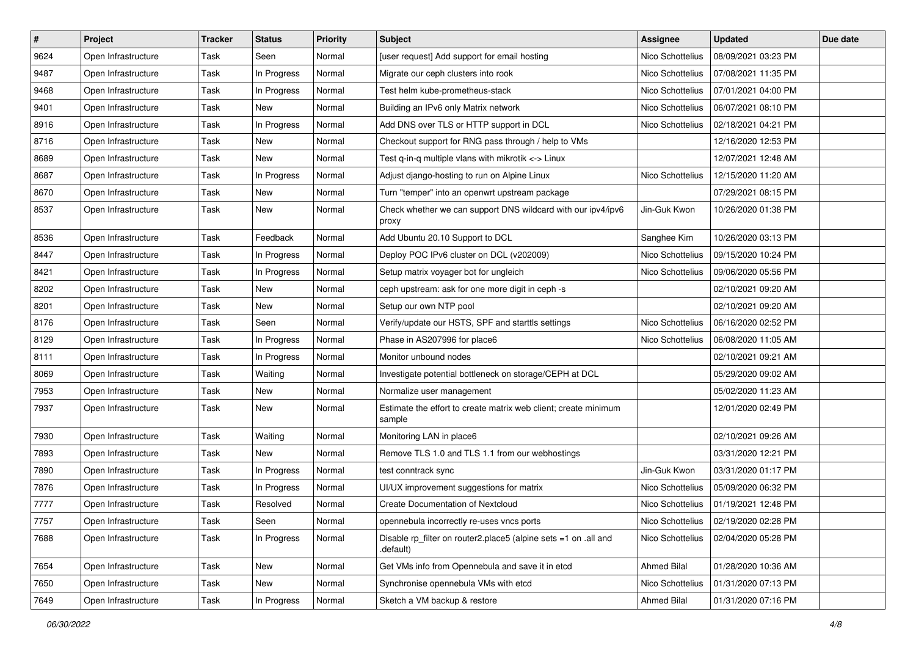| # | Project | Tracker | Status | Priority | Subject | Assignee | Updated | Due date |
|---|---|---|---|---|---|---|---|---|
| 9624 | Open Infrastructure | Task | Seen | Normal | [user request] Add support for email hosting | Nico Schottelius | 08/09/2021 03:23 PM | |
| 9487 | Open Infrastructure | Task | In Progress | Normal | Migrate our ceph clusters into rook | Nico Schottelius | 07/08/2021 11:35 PM | |
| 9468 | Open Infrastructure | Task | In Progress | Normal | Test helm kube-prometheus-stack | Nico Schottelius | 07/01/2021 04:00 PM | |
| 9401 | Open Infrastructure | Task | New | Normal | Building an IPv6 only Matrix network | Nico Schottelius | 06/07/2021 08:10 PM | |
| 8916 | Open Infrastructure | Task | In Progress | Normal | Add DNS over TLS or HTTP support in DCL | Nico Schottelius | 02/18/2021 04:21 PM | |
| 8716 | Open Infrastructure | Task | New | Normal | Checkout support for RNG pass through / help to VMs | | 12/16/2020 12:53 PM | |
| 8689 | Open Infrastructure | Task | New | Normal | Test q-in-q multiple vlans with mikrotik <-> Linux | | 12/07/2021 12:48 AM | |
| 8687 | Open Infrastructure | Task | In Progress | Normal | Adjust django-hosting to run on Alpine Linux | Nico Schottelius | 12/15/2020 11:20 AM | |
| 8670 | Open Infrastructure | Task | New | Normal | Turn "temper" into an openwrt upstream package | | 07/29/2021 08:15 PM | |
| 8537 | Open Infrastructure | Task | New | Normal | Check whether we can support DNS wildcard with our ipv4/ipv6 proxy | Jin-Guk Kwon | 10/26/2020 01:38 PM | |
| 8536 | Open Infrastructure | Task | Feedback | Normal | Add Ubuntu 20.10 Support to DCL | Sanghee Kim | 10/26/2020 03:13 PM | |
| 8447 | Open Infrastructure | Task | In Progress | Normal | Deploy POC IPv6 cluster on DCL (v202009) | Nico Schottelius | 09/15/2020 10:24 PM | |
| 8421 | Open Infrastructure | Task | In Progress | Normal | Setup matrix voyager bot for ungleich | Nico Schottelius | 09/06/2020 05:56 PM | |
| 8202 | Open Infrastructure | Task | New | Normal | ceph upstream: ask for one more digit in ceph -s | | 02/10/2021 09:20 AM | |
| 8201 | Open Infrastructure | Task | New | Normal | Setup our own NTP pool | | 02/10/2021 09:20 AM | |
| 8176 | Open Infrastructure | Task | Seen | Normal | Verify/update our HSTS, SPF and starttls settings | Nico Schottelius | 06/16/2020 02:52 PM | |
| 8129 | Open Infrastructure | Task | In Progress | Normal | Phase in AS207996 for place6 | Nico Schottelius | 06/08/2020 11:05 AM | |
| 8111 | Open Infrastructure | Task | In Progress | Normal | Monitor unbound nodes | | 02/10/2021 09:21 AM | |
| 8069 | Open Infrastructure | Task | Waiting | Normal | Investigate potential bottleneck on storage/CEPH at DCL | | 05/29/2020 09:02 AM | |
| 7953 | Open Infrastructure | Task | New | Normal | Normalize user management | | 05/02/2020 11:23 AM | |
| 7937 | Open Infrastructure | Task | New | Normal | Estimate the effort to create matrix web client; create minimum sample | | 12/01/2020 02:49 PM | |
| 7930 | Open Infrastructure | Task | Waiting | Normal | Monitoring LAN in place6 | | 02/10/2021 09:26 AM | |
| 7893 | Open Infrastructure | Task | New | Normal | Remove TLS 1.0 and TLS 1.1 from our webhostings | | 03/31/2020 12:21 PM | |
| 7890 | Open Infrastructure | Task | In Progress | Normal | test conntrack sync | Jin-Guk Kwon | 03/31/2020 01:17 PM | |
| 7876 | Open Infrastructure | Task | In Progress | Normal | UI/UX improvement suggestions for matrix | Nico Schottelius | 05/09/2020 06:32 PM | |
| 7777 | Open Infrastructure | Task | Resolved | Normal | Create Documentation of Nextcloud | Nico Schottelius | 01/19/2021 12:48 PM | |
| 7757 | Open Infrastructure | Task | Seen | Normal | opennebula incorrectly re-uses vncs ports | Nico Schottelius | 02/19/2020 02:28 PM | |
| 7688 | Open Infrastructure | Task | In Progress | Normal | Disable rp_filter on router2.place5 (alpine sets =1 on .all and .default) | Nico Schottelius | 02/04/2020 05:28 PM | |
| 7654 | Open Infrastructure | Task | New | Normal | Get VMs info from Opennebula and save it in etcd | Ahmed Bilal | 01/28/2020 10:36 AM | |
| 7650 | Open Infrastructure | Task | New | Normal | Synchronise opennebula VMs with etcd | Nico Schottelius | 01/31/2020 07:13 PM | |
| 7649 | Open Infrastructure | Task | In Progress | Normal | Sketch a VM backup & restore | Ahmed Bilal | 01/31/2020 07:16 PM | |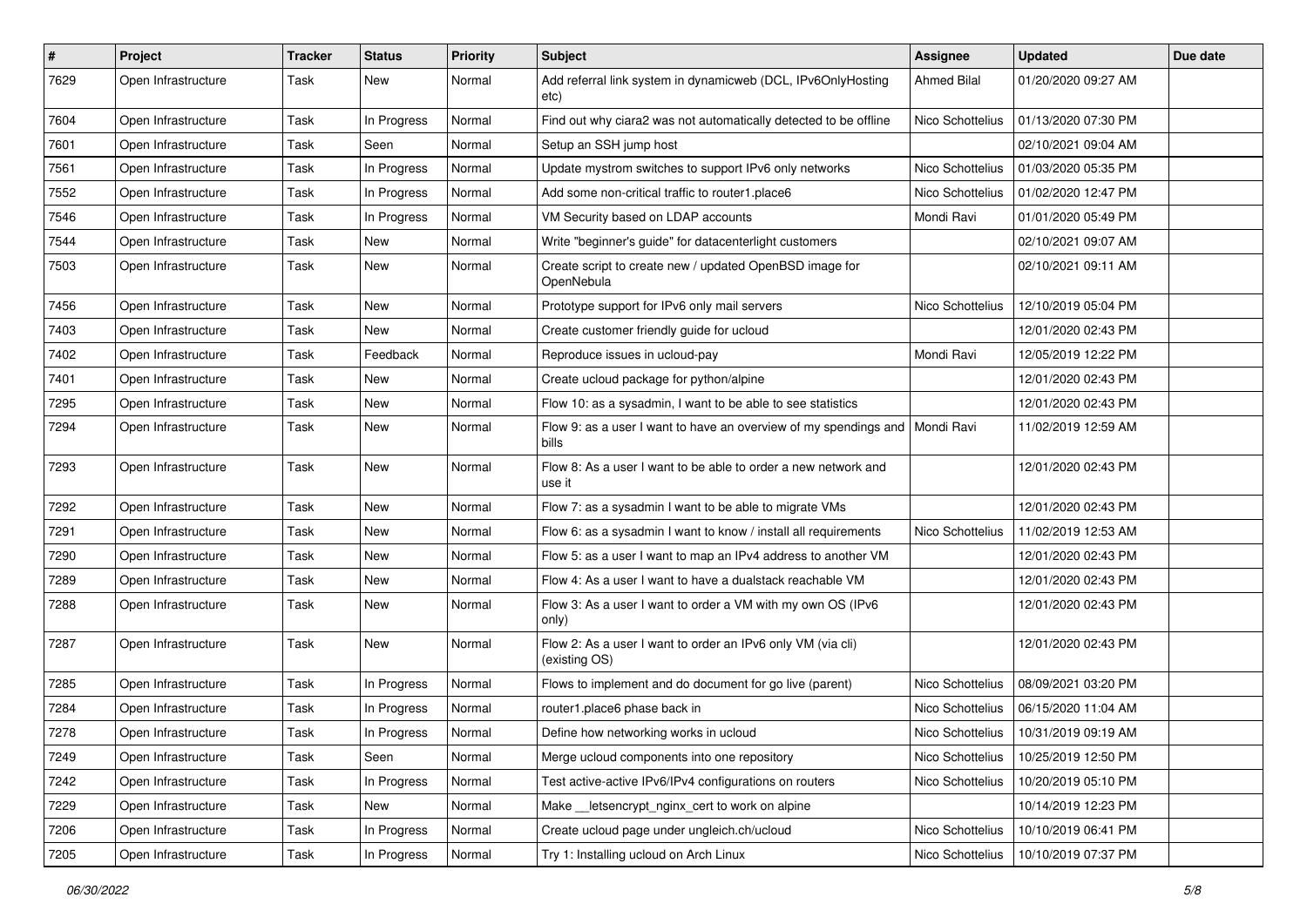| # | Project | Tracker | Status | Priority | Subject | Assignee | Updated | Due date |
|---|---|---|---|---|---|---|---|---|
| 7629 | Open Infrastructure | Task | New | Normal | Add referral link system in dynamicweb (DCL, IPv6OnlyHosting etc) | Ahmed Bilal | 01/20/2020 09:27 AM | |
| 7604 | Open Infrastructure | Task | In Progress | Normal | Find out why ciara2 was not automatically detected to be offline | Nico Schottelius | 01/13/2020 07:30 PM | |
| 7601 | Open Infrastructure | Task | Seen | Normal | Setup an SSH jump host | | 02/10/2021 09:04 AM | |
| 7561 | Open Infrastructure | Task | In Progress | Normal | Update mystrom switches to support IPv6 only networks | Nico Schottelius | 01/03/2020 05:35 PM | |
| 7552 | Open Infrastructure | Task | In Progress | Normal | Add some non-critical traffic to router1.place6 | Nico Schottelius | 01/02/2020 12:47 PM | |
| 7546 | Open Infrastructure | Task | In Progress | Normal | VM Security based on LDAP accounts | Mondi Ravi | 01/01/2020 05:49 PM | |
| 7544 | Open Infrastructure | Task | New | Normal | Write "beginner's guide" for datacenterlight customers | | 02/10/2021 09:07 AM | |
| 7503 | Open Infrastructure | Task | New | Normal | Create script to create new / updated OpenBSD image for OpenNebula | | 02/10/2021 09:11 AM | |
| 7456 | Open Infrastructure | Task | New | Normal | Prototype support for IPv6 only mail servers | Nico Schottelius | 12/10/2019 05:04 PM | |
| 7403 | Open Infrastructure | Task | New | Normal | Create customer friendly guide for ucloud | | 12/01/2020 02:43 PM | |
| 7402 | Open Infrastructure | Task | Feedback | Normal | Reproduce issues in ucloud-pay | Mondi Ravi | 12/05/2019 12:22 PM | |
| 7401 | Open Infrastructure | Task | New | Normal | Create ucloud package for python/alpine | | 12/01/2020 02:43 PM | |
| 7295 | Open Infrastructure | Task | New | Normal | Flow 10: as a sysadmin, I want to be able to see statistics | | 12/01/2020 02:43 PM | |
| 7294 | Open Infrastructure | Task | New | Normal | Flow 9: as a user I want to have an overview of my spendings and bills | Mondi Ravi | 11/02/2019 12:59 AM | |
| 7293 | Open Infrastructure | Task | New | Normal | Flow 8: As a user I want to be able to order a new network and use it | | 12/01/2020 02:43 PM | |
| 7292 | Open Infrastructure | Task | New | Normal | Flow 7: as a sysadmin I want to be able to migrate VMs | | 12/01/2020 02:43 PM | |
| 7291 | Open Infrastructure | Task | New | Normal | Flow 6: as a sysadmin I want to know / install all requirements | Nico Schottelius | 11/02/2019 12:53 AM | |
| 7290 | Open Infrastructure | Task | New | Normal | Flow 5: as a user I want to map an IPv4 address to another VM | | 12/01/2020 02:43 PM | |
| 7289 | Open Infrastructure | Task | New | Normal | Flow 4: As a user I want to have a dualstack reachable VM | | 12/01/2020 02:43 PM | |
| 7288 | Open Infrastructure | Task | New | Normal | Flow 3: As a user I want to order a VM with my own OS (IPv6 only) | | 12/01/2020 02:43 PM | |
| 7287 | Open Infrastructure | Task | New | Normal | Flow 2: As a user I want to order an IPv6 only VM (via cli) (existing OS) | | 12/01/2020 02:43 PM | |
| 7285 | Open Infrastructure | Task | In Progress | Normal | Flows to implement and do document for go live (parent) | Nico Schottelius | 08/09/2021 03:20 PM | |
| 7284 | Open Infrastructure | Task | In Progress | Normal | router1.place6 phase back in | Nico Schottelius | 06/15/2020 11:04 AM | |
| 7278 | Open Infrastructure | Task | In Progress | Normal | Define how networking works in ucloud | Nico Schottelius | 10/31/2019 09:19 AM | |
| 7249 | Open Infrastructure | Task | Seen | Normal | Merge ucloud components into one repository | Nico Schottelius | 10/25/2019 12:50 PM | |
| 7242 | Open Infrastructure | Task | In Progress | Normal | Test active-active IPv6/IPv4 configurations on routers | Nico Schottelius | 10/20/2019 05:10 PM | |
| 7229 | Open Infrastructure | Task | New | Normal | Make __letsencrypt_nginx_cert to work on alpine | | 10/14/2019 12:23 PM | |
| 7206 | Open Infrastructure | Task | In Progress | Normal | Create ucloud page under ungleich.ch/ucloud | Nico Schottelius | 10/10/2019 06:41 PM | |
| 7205 | Open Infrastructure | Task | In Progress | Normal | Try 1: Installing ucloud on Arch Linux | Nico Schottelius | 10/10/2019 07:37 PM | |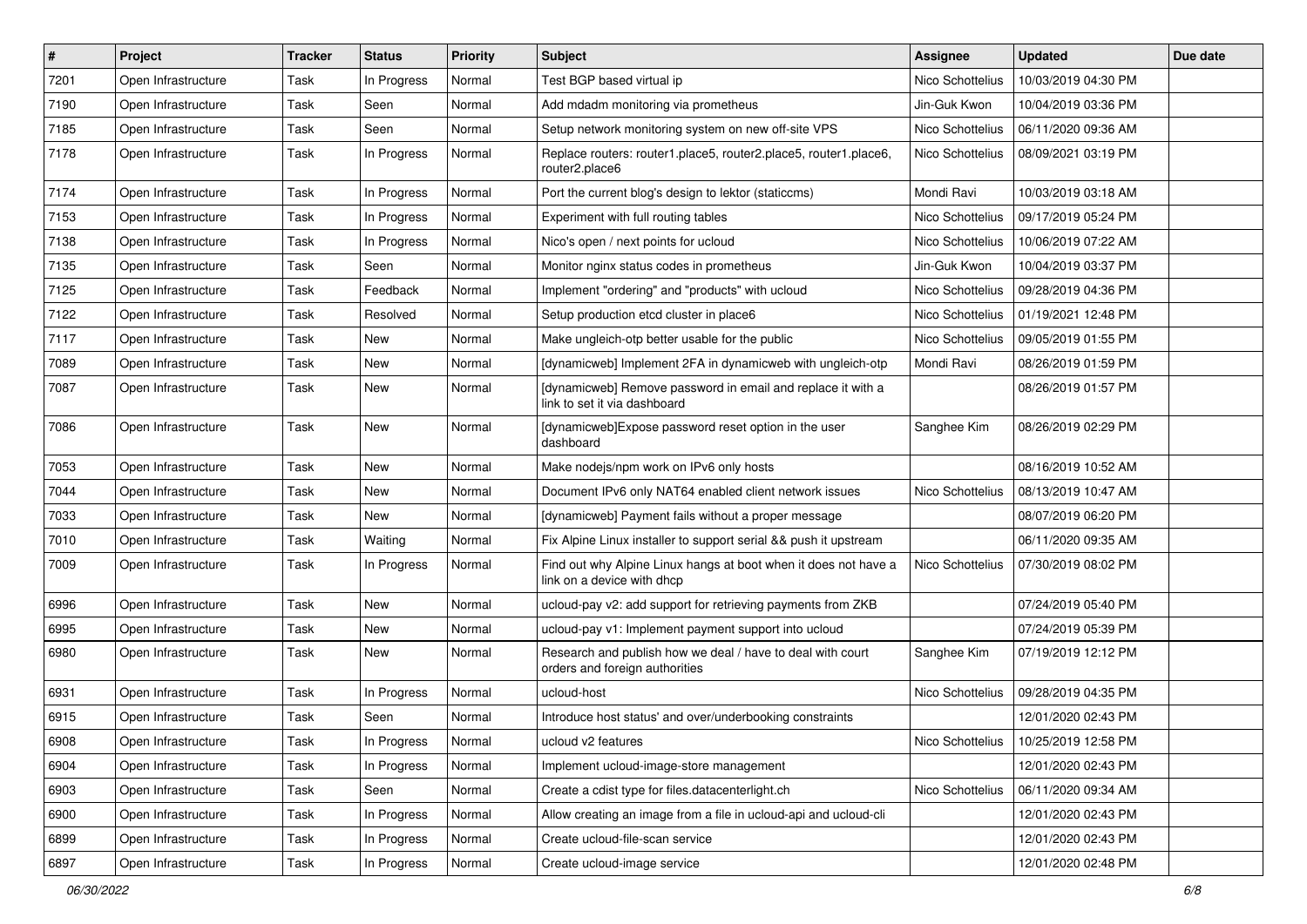| # | Project | Tracker | Status | Priority | Subject | Assignee | Updated | Due date |
|---|---|---|---|---|---|---|---|---|
| 7201 | Open Infrastructure | Task | In Progress | Normal | Test BGP based virtual ip | Nico Schottelius | 10/03/2019 04:30 PM | |
| 7190 | Open Infrastructure | Task | Seen | Normal | Add mdadm monitoring via prometheus | Jin-Guk Kwon | 10/04/2019 03:36 PM | |
| 7185 | Open Infrastructure | Task | Seen | Normal | Setup network monitoring system on new off-site VPS | Nico Schottelius | 06/11/2020 09:36 AM | |
| 7178 | Open Infrastructure | Task | In Progress | Normal | Replace routers: router1.place5, router2.place5, router1.place6, router2.place6 | Nico Schottelius | 08/09/2021 03:19 PM | |
| 7174 | Open Infrastructure | Task | In Progress | Normal | Port the current blog's design to lektor (staticcms) | Mondi Ravi | 10/03/2019 03:18 AM | |
| 7153 | Open Infrastructure | Task | In Progress | Normal | Experiment with full routing tables | Nico Schottelius | 09/17/2019 05:24 PM | |
| 7138 | Open Infrastructure | Task | In Progress | Normal | Nico's open / next points for ucloud | Nico Schottelius | 10/06/2019 07:22 AM | |
| 7135 | Open Infrastructure | Task | Seen | Normal | Monitor nginx status codes in prometheus | Jin-Guk Kwon | 10/04/2019 03:37 PM | |
| 7125 | Open Infrastructure | Task | Feedback | Normal | Implement "ordering" and "products" with ucloud | Nico Schottelius | 09/28/2019 04:36 PM | |
| 7122 | Open Infrastructure | Task | Resolved | Normal | Setup production etcd cluster in place6 | Nico Schottelius | 01/19/2021 12:48 PM | |
| 7117 | Open Infrastructure | Task | New | Normal | Make ungleich-otp better usable for the public | Nico Schottelius | 09/05/2019 01:55 PM | |
| 7089 | Open Infrastructure | Task | New | Normal | [dynamicweb] Implement 2FA in dynamicweb with ungleich-otp | Mondi Ravi | 08/26/2019 01:59 PM | |
| 7087 | Open Infrastructure | Task | New | Normal | [dynamicweb] Remove password in email and replace it with a link to set it via dashboard | | 08/26/2019 01:57 PM | |
| 7086 | Open Infrastructure | Task | New | Normal | [dynamicweb]Expose password reset option in the user dashboard | Sanghee Kim | 08/26/2019 02:29 PM | |
| 7053 | Open Infrastructure | Task | New | Normal | Make nodejs/npm work on IPv6 only hosts | | 08/16/2019 10:52 AM | |
| 7044 | Open Infrastructure | Task | New | Normal | Document IPv6 only NAT64 enabled client network issues | Nico Schottelius | 08/13/2019 10:47 AM | |
| 7033 | Open Infrastructure | Task | New | Normal | [dynamicweb] Payment fails without a proper message | | 08/07/2019 06:20 PM | |
| 7010 | Open Infrastructure | Task | Waiting | Normal | Fix Alpine Linux installer to support serial && push it upstream | | 06/11/2020 09:35 AM | |
| 7009 | Open Infrastructure | Task | In Progress | Normal | Find out why Alpine Linux hangs at boot when it does not have a link on a device with dhcp | Nico Schottelius | 07/30/2019 08:02 PM | |
| 6996 | Open Infrastructure | Task | New | Normal | ucloud-pay v2: add support for retrieving payments from ZKB | | 07/24/2019 05:40 PM | |
| 6995 | Open Infrastructure | Task | New | Normal | ucloud-pay v1: Implement payment support into ucloud | | 07/24/2019 05:39 PM | |
| 6980 | Open Infrastructure | Task | New | Normal | Research and publish how we deal / have to deal with court orders and foreign authorities | Sanghee Kim | 07/19/2019 12:12 PM | |
| 6931 | Open Infrastructure | Task | In Progress | Normal | ucloud-host | Nico Schottelius | 09/28/2019 04:35 PM | |
| 6915 | Open Infrastructure | Task | Seen | Normal | Introduce host status' and over/underbooking constraints | | 12/01/2020 02:43 PM | |
| 6908 | Open Infrastructure | Task | In Progress | Normal | ucloud v2 features | Nico Schottelius | 10/25/2019 12:58 PM | |
| 6904 | Open Infrastructure | Task | In Progress | Normal | Implement ucloud-image-store management | | 12/01/2020 02:43 PM | |
| 6903 | Open Infrastructure | Task | Seen | Normal | Create a cdist type for files.datacenterlight.ch | Nico Schottelius | 06/11/2020 09:34 AM | |
| 6900 | Open Infrastructure | Task | In Progress | Normal | Allow creating an image from a file in ucloud-api and ucloud-cli | | 12/01/2020 02:43 PM | |
| 6899 | Open Infrastructure | Task | In Progress | Normal | Create ucloud-file-scan service | | 12/01/2020 02:43 PM | |
| 6897 | Open Infrastructure | Task | In Progress | Normal | Create ucloud-image service | | 12/01/2020 02:48 PM | |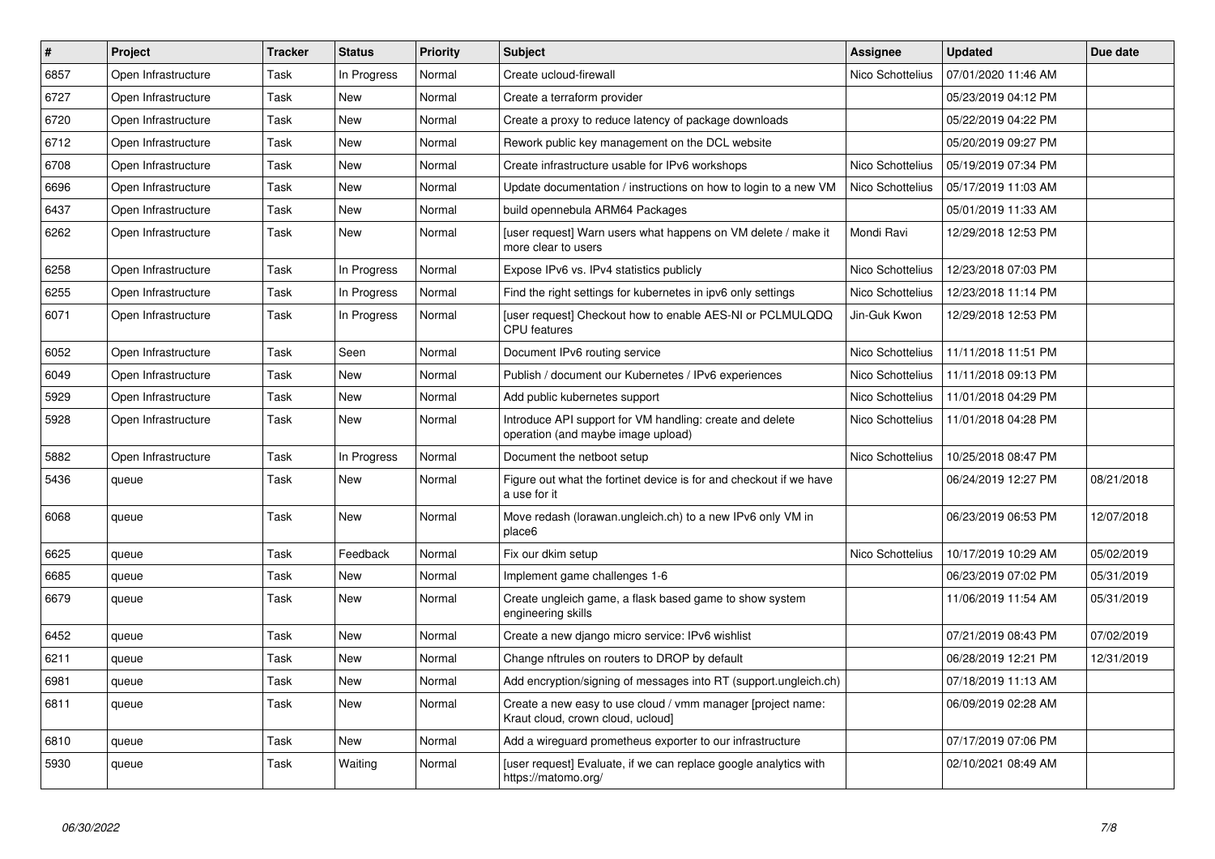| # | Project | Tracker | Status | Priority | Subject | Assignee | Updated | Due date |
|---|---|---|---|---|---|---|---|---|
| 6857 | Open Infrastructure | Task | In Progress | Normal | Create ucloud-firewall | Nico Schottelius | 07/01/2020 11:46 AM | |
| 6727 | Open Infrastructure | Task | New | Normal | Create a terraform provider | | 05/23/2019 04:12 PM | |
| 6720 | Open Infrastructure | Task | New | Normal | Create a proxy to reduce latency of package downloads | | 05/22/2019 04:22 PM | |
| 6712 | Open Infrastructure | Task | New | Normal | Rework public key management on the DCL website | | 05/20/2019 09:27 PM | |
| 6708 | Open Infrastructure | Task | New | Normal | Create infrastructure usable for IPv6 workshops | Nico Schottelius | 05/19/2019 07:34 PM | |
| 6696 | Open Infrastructure | Task | New | Normal | Update documentation / instructions on how to login to a new VM | Nico Schottelius | 05/17/2019 11:03 AM | |
| 6437 | Open Infrastructure | Task | New | Normal | build opennebula ARM64 Packages | | 05/01/2019 11:33 AM | |
| 6262 | Open Infrastructure | Task | New | Normal | [user request] Warn users what happens on VM delete / make it more clear to users | Mondi Ravi | 12/29/2018 12:53 PM | |
| 6258 | Open Infrastructure | Task | In Progress | Normal | Expose IPv6 vs. IPv4 statistics publicly | Nico Schottelius | 12/23/2018 07:03 PM | |
| 6255 | Open Infrastructure | Task | In Progress | Normal | Find the right settings for kubernetes in ipv6 only settings | Nico Schottelius | 12/23/2018 11:14 PM | |
| 6071 | Open Infrastructure | Task | In Progress | Normal | [user request] Checkout how to enable AES-NI or PCLMULQDQ CPU features | Jin-Guk Kwon | 12/29/2018 12:53 PM | |
| 6052 | Open Infrastructure | Task | Seen | Normal | Document IPv6 routing service | Nico Schottelius | 11/11/2018 11:51 PM | |
| 6049 | Open Infrastructure | Task | New | Normal | Publish / document our Kubernetes / IPv6 experiences | Nico Schottelius | 11/11/2018 09:13 PM | |
| 5929 | Open Infrastructure | Task | New | Normal | Add public kubernetes support | Nico Schottelius | 11/01/2018 04:29 PM | |
| 5928 | Open Infrastructure | Task | New | Normal | Introduce API support for VM handling: create and delete operation (and maybe image upload) | Nico Schottelius | 11/01/2018 04:28 PM | |
| 5882 | Open Infrastructure | Task | In Progress | Normal | Document the netboot setup | Nico Schottelius | 10/25/2018 08:47 PM | |
| 5436 | queue | Task | New | Normal | Figure out what the fortinet device is for and checkout if we have a use for it | | 06/24/2019 12:27 PM | 08/21/2018 |
| 6068 | queue | Task | New | Normal | Move redash (lorawan.ungleich.ch) to a new IPv6 only VM in place6 | | 06/23/2019 06:53 PM | 12/07/2018 |
| 6625 | queue | Task | Feedback | Normal | Fix our dkim setup | Nico Schottelius | 10/17/2019 10:29 AM | 05/02/2019 |
| 6685 | queue | Task | New | Normal | Implement game challenges 1-6 | | 06/23/2019 07:02 PM | 05/31/2019 |
| 6679 | queue | Task | New | Normal | Create ungleich game, a flask based game to show system engineering skills | | 11/06/2019 11:54 AM | 05/31/2019 |
| 6452 | queue | Task | New | Normal | Create a new django micro service: IPv6 wishlist | | 07/21/2019 08:43 PM | 07/02/2019 |
| 6211 | queue | Task | New | Normal | Change nftrules on routers to DROP by default | | 06/28/2019 12:21 PM | 12/31/2019 |
| 6981 | queue | Task | New | Normal | Add encryption/signing of messages into RT (support.ungleich.ch) | | 07/18/2019 11:13 AM | |
| 6811 | queue | Task | New | Normal | Create a new easy to use cloud / vmm manager [project name: Kraut cloud, crown cloud, ucloud] | | 06/09/2019 02:28 AM | |
| 6810 | queue | Task | New | Normal | Add a wireguard prometheus exporter to our infrastructure | | 07/17/2019 07:06 PM | |
| 5930 | queue | Task | Waiting | Normal | [user request] Evaluate, if we can replace google analytics with https://matomo.org/ | | 02/10/2021 08:49 AM | |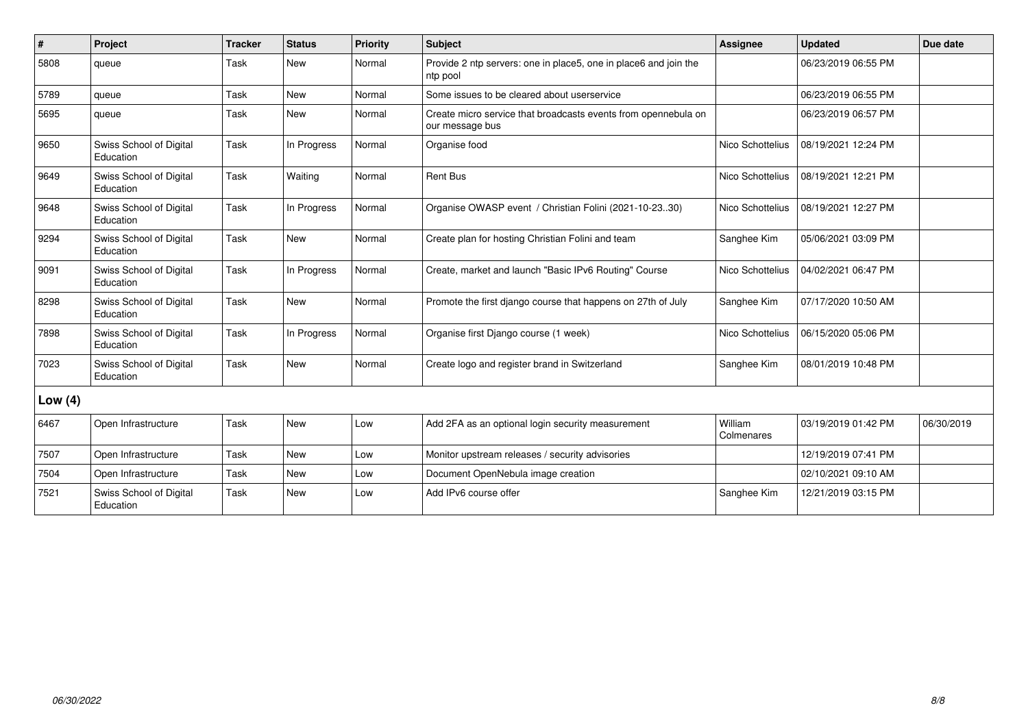| # | Project | Tracker | Status | Priority | Subject | Assignee | Updated | Due date |
|---|---|---|---|---|---|---|---|---|
| 5808 | queue | Task | New | Normal | Provide 2 ntp servers: one in place5, one in place6 and join the ntp pool | | 06/23/2019 06:55 PM | |
| 5789 | queue | Task | New | Normal | Some issues to be cleared about userservice | | 06/23/2019 06:55 PM | |
| 5695 | queue | Task | New | Normal | Create micro service that broadcasts events from opennebula on our message bus | | 06/23/2019 06:57 PM | |
| 9650 | Swiss School of Digital Education | Task | In Progress | Normal | Organise food | Nico Schottelius | 08/19/2021 12:24 PM | |
| 9649 | Swiss School of Digital Education | Task | Waiting | Normal | Rent Bus | Nico Schottelius | 08/19/2021 12:21 PM | |
| 9648 | Swiss School of Digital Education | Task | In Progress | Normal | Organise OWASP event / Christian Folini (2021-10-23..30) | Nico Schottelius | 08/19/2021 12:27 PM | |
| 9294 | Swiss School of Digital Education | Task | New | Normal | Create plan for hosting Christian Folini and team | Sanghee Kim | 05/06/2021 03:09 PM | |
| 9091 | Swiss School of Digital Education | Task | In Progress | Normal | Create, market and launch "Basic IPv6 Routing" Course | Nico Schottelius | 04/02/2021 06:47 PM | |
| 8298 | Swiss School of Digital Education | Task | New | Normal | Promote the first django course that happens on 27th of July | Sanghee Kim | 07/17/2020 10:50 AM | |
| 7898 | Swiss School of Digital Education | Task | In Progress | Normal | Organise first Django course (1 week) | Nico Schottelius | 06/15/2020 05:06 PM | |
| 7023 | Swiss School of Digital Education | Task | New | Normal | Create logo and register brand in Switzerland | Sanghee Kim | 08/01/2019 10:48 PM | |
| **Low (4)** | | | | | | | | |
| 6467 | Open Infrastructure | Task | New | Low | Add 2FA as an optional login security measurement | William Colmenares | 03/19/2019 01:42 PM | 06/30/2019 |
| 7507 | Open Infrastructure | Task | New | Low | Monitor upstream releases / security advisories | | 12/19/2019 07:41 PM | |
| 7504 | Open Infrastructure | Task | New | Low | Document OpenNebula image creation | | 02/10/2021 09:10 AM | |
| 7521 | Swiss School of Digital Education | Task | New | Low | Add IPv6 course offer | Sanghee Kim | 12/21/2019 03:15 PM | |